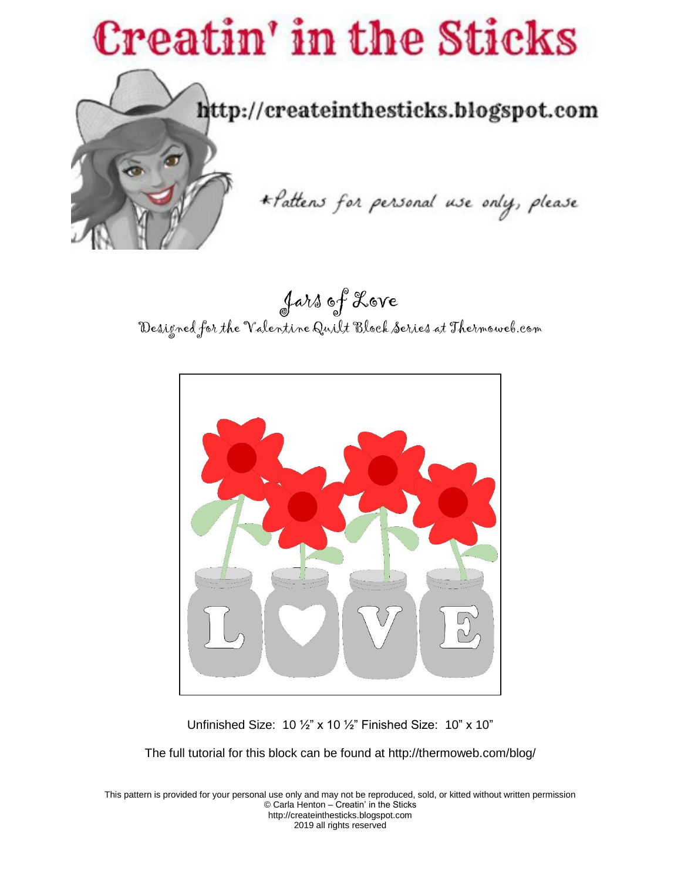# Creatin' in the Sticks

http://createinthesticks.blogspot.com

*Pattens for personal use only, please

## Jars of Love

Designed for the Valentine Quilt Block Series at Thermoweb.com

Unfinished Size: 10 ½" x 10 ½" Finished Size: 10" x 10"

The full tutorial for this block can be found at http://thermoweb.com/blog/

This pattern is provided for your personal use only and may not be reproduced, sold, or kitted without written permission
© Carla Henton – Creatin' in the Sticks
http://createinthesticks.blogspot.com
2019 all rights reserved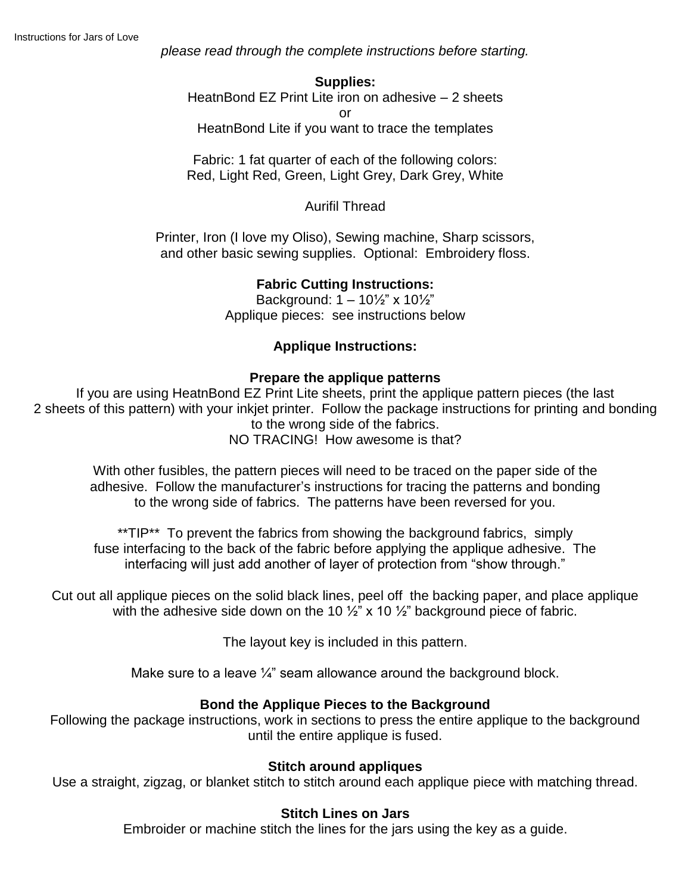Instructions for Jars of Love

*please read through the complete instructions before starting.*

**Supplies:**

HeatnBond EZ Print Lite iron on adhesive – 2 sheets
or
HeatnBond Lite if you want to trace the templates

Fabric: 1 fat quarter of each of the following colors:
Red, Light Red, Green, Light Grey, Dark Grey, White

Aurifil Thread

Printer, Iron (I love my Oliso), Sewing machine, Sharp scissors, and other basic sewing supplies. Optional: Embroidery floss.

**Fabric Cutting Instructions:**

Background: 1 – 10½" x 10½"
Applique pieces: see instructions below

**Applique Instructions:**

**Prepare the applique patterns**

If you are using HeatnBond EZ Print Lite sheets, print the applique pattern pieces (the last 2 sheets of this pattern) with your inkjet printer. Follow the package instructions for printing and bonding to the wrong side of the fabrics.
NO TRACING! How awesome is that?

With other fusibles, the pattern pieces will need to be traced on the paper side of the adhesive. Follow the manufacturer's instructions for tracing the patterns and bonding to the wrong side of fabrics. The patterns have been reversed for you.

**TIP** To prevent the fabrics from showing the background fabrics, simply fuse interfacing to the back of the fabric before applying the applique adhesive. The interfacing will just add another of layer of protection from "show through."

Cut out all applique pieces on the solid black lines, peel off the backing paper, and place applique with the adhesive side down on the 10 ½" x 10 ½" background piece of fabric.

The layout key is included in this pattern.

Make sure to a leave ¼" seam allowance around the background block.

**Bond the Applique Pieces to the Background**

Following the package instructions, work in sections to press the entire applique to the background until the entire applique is fused.

**Stitch around appliques**

Use a straight, zigzag, or blanket stitch to stitch around each applique piece with matching thread.

**Stitch Lines on Jars**

Embroider or machine stitch the lines for the jars using the key as a guide.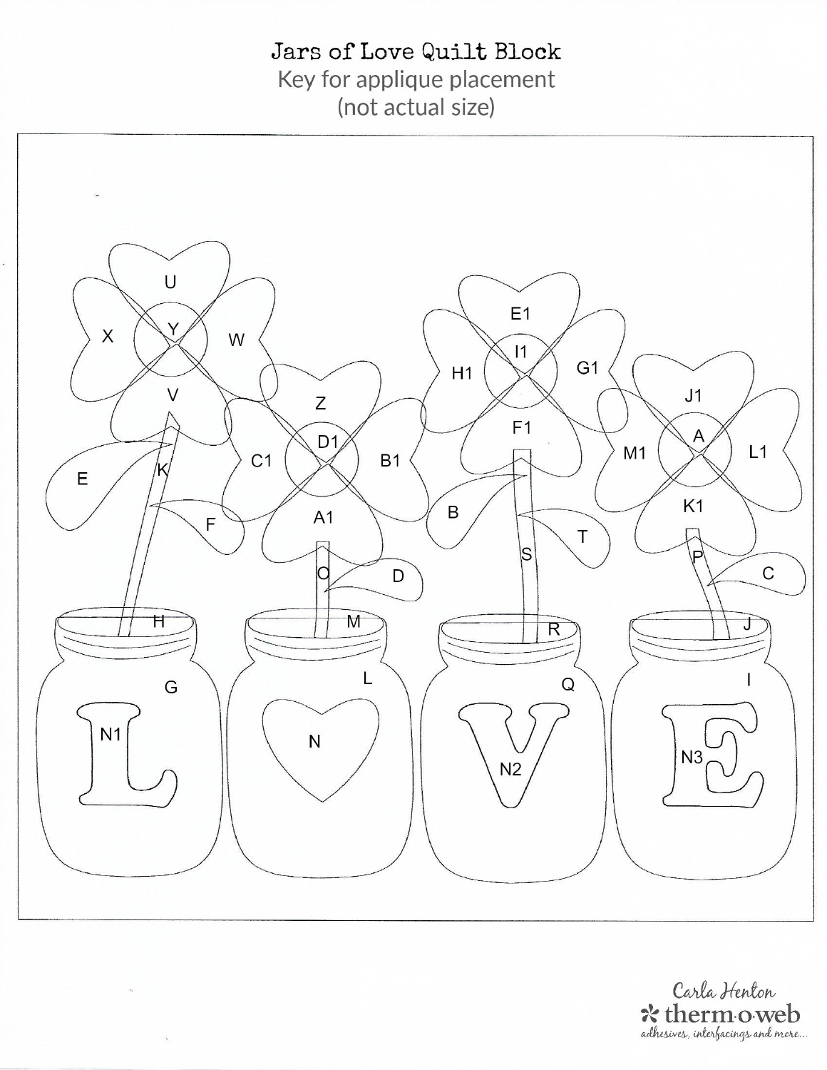# Jars of Love Quilt Block

Key for applique placement

(not actual size)

U

X Y W

V

E1

I1

H1 G1

F1

Z

D1

C1 B1

A1

J1

A

M1 L1

K1

E K

F

B

T

S

O D

P C

H M R J

G L Q I

N1 N N2 N3

Carla Henton

therm·o·web

adhesives, interfacings and more...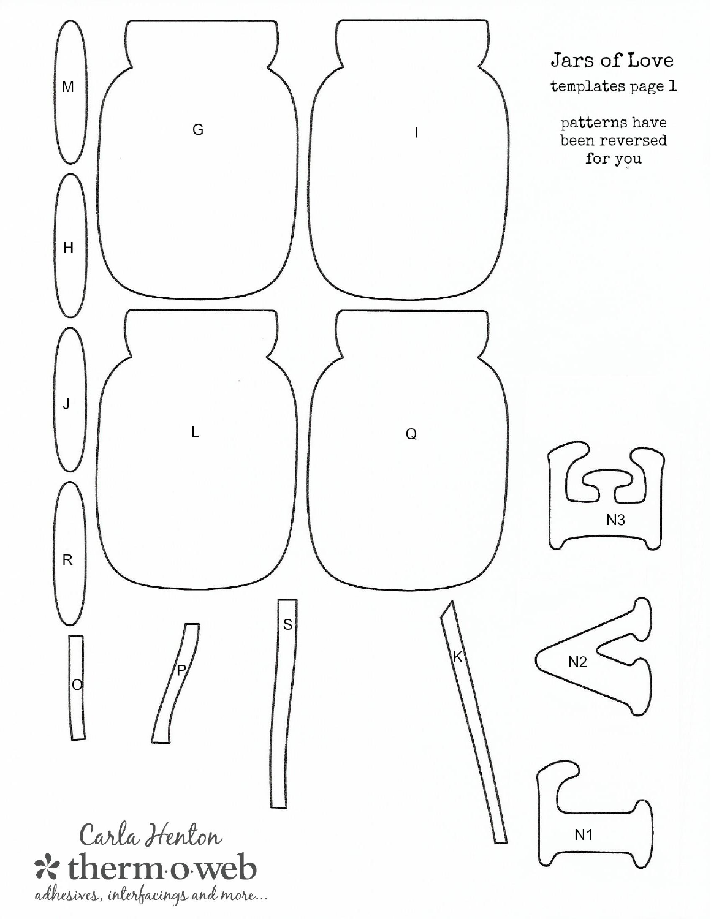# Jars of Love

templates page 1

patterns have been reversed for you

M

G

I

H

J

L

Q

R

N3

S

K

O

P

N2

N1

Carla Henton

therm·o·web

*adhesives, interfacings and more...*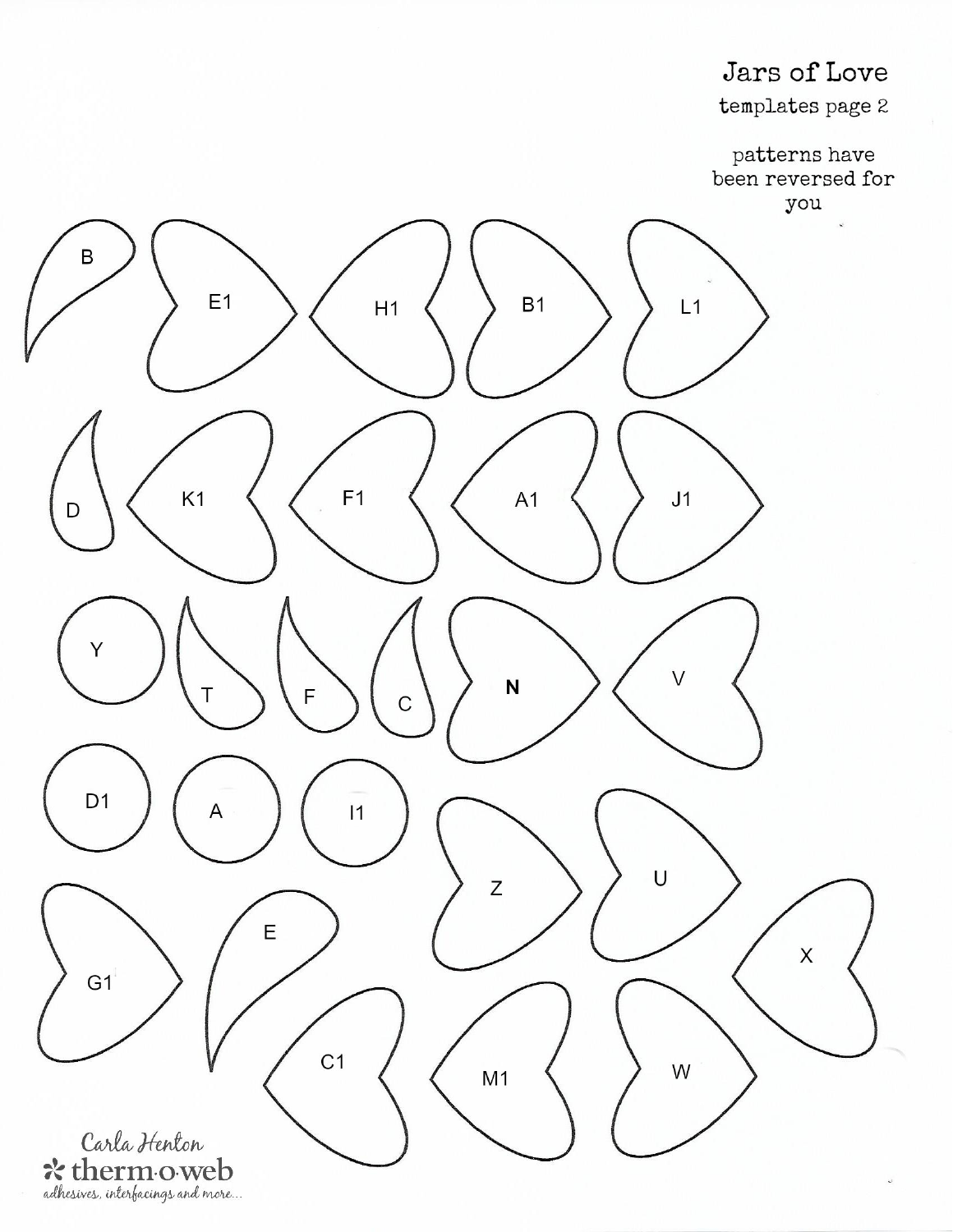# Jars of Love

templates page 2

patterns have been reversed for you

B

E1

H1

B1

L1

D

K1

F1

A1

J1

Y

T

F

C

N

V

D1

A

I1

Z

U

X

G1

E

C1

M1

W

Carla Henton

therm·o·web

adhesives, interfacings and more...